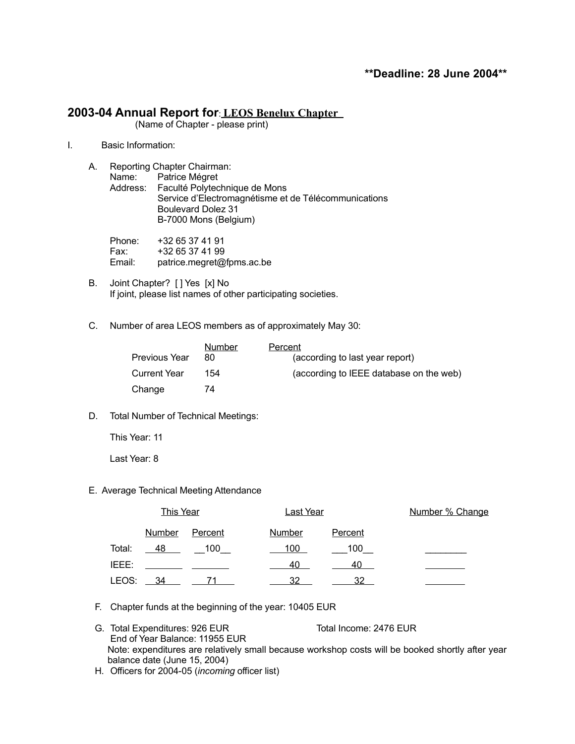**Deadline: 28 June 2004**

# 2003-04 Annual Report for: LEOS Benelux Chapter

(Name of Chapter - please print)

I. Basic Information:

A. Reporting Chapter Chairman:
Name: Patrice Mégret
Address: Faculté Polytechnique de Mons
Service d'Electromagnétisme et de Télécommunications
Boulevard Dolez 31
B-7000 Mons (Belgium)

Phone: +32 65 37 41 91
Fax: +32 65 37 41 99
Email: patrice.megret@fpms.ac.be

B. Joint Chapter? [ ] Yes [x] No
If joint, please list names of other participating societies.

C. Number of area LEOS members as of approximately May 30:

| | Number | Percent |
|---|---|---|
| Previous Year | 80 | (according to last year report) |
| Current Year | 154 | (according to IEEE database on the web) |
| Change | 74 | |

D. Total Number of Technical Meetings:

This Year: 11

Last Year: 8

E. Average Technical Meeting Attendance

| | This Year | | Last Year | | Number % Change |
|---|---|---|---|---|---|
| | Number | Percent | Number | Percent | |
| Total: | 48 | 100 | 100 | 100 | |
| IEEE: | | | 40 | 40 | |
| LEOS: | 34 | 71 | 32 | 32 | |

F. Chapter funds at the beginning of the year: 10405 EUR

G. Total Expenditures: 926 EUR Total Income: 2476 EUR
End of Year Balance: 11955 EUR
Note: expenditures are relatively small because workshop costs will be booked shortly after year balance date (June 15, 2004)

H. Officers for 2004-05 (*incoming* officer list)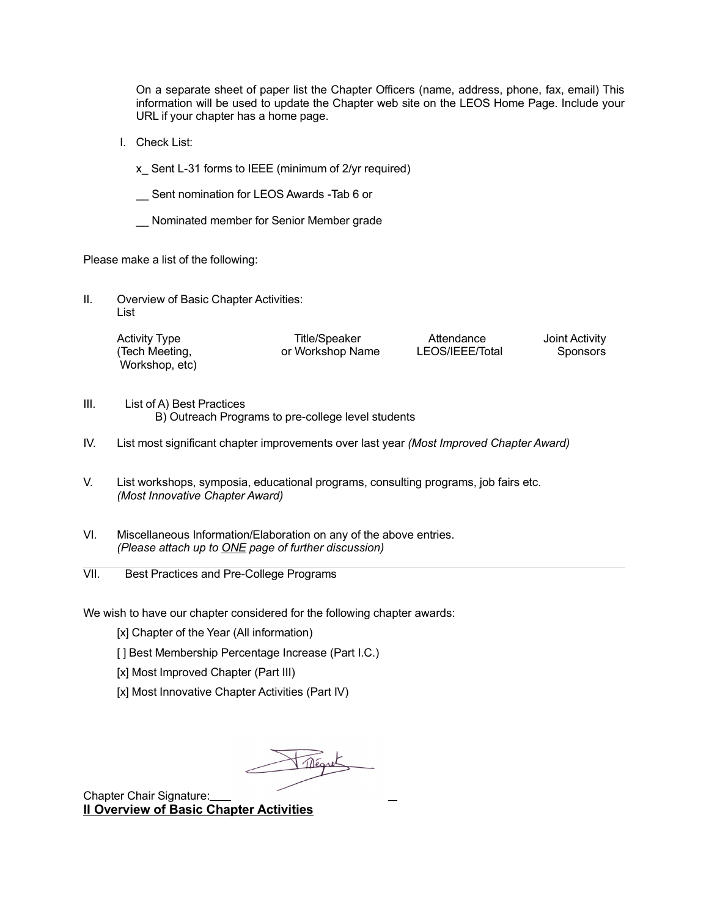On a separate sheet of paper list the Chapter Officers (name, address, phone, fax, email) This information will be used to update the Chapter web site on the LEOS Home Page. Include your URL if your chapter has a home page.

I. Check List:

x_ Sent L-31 forms to IEEE (minimum of 2/yr required)

__ Sent nomination for LEOS Awards -Tab 6 or

__ Nominated member for Senior Member grade

Please make a list of the following:

II. Overview of Basic Chapter Activities:
List

| Activity Type (Tech Meeting, Workshop, etc) | Title/Speaker or Workshop Name | Attendance LEOS/IEEE/Total | Joint Activity Sponsors |
|---|---|---|---|

III. List of A) Best Practices
B) Outreach Programs to pre-college level students

IV. List most significant chapter improvements over last year *(Most Improved Chapter Award)*

V. List workshops, symposia, educational programs, consulting programs, job fairs etc.
*(Most Innovative Chapter Award)*

VI. Miscellaneous Information/Elaboration on any of the above entries.
*(Please attach up to ONE page of further discussion)*

VII. Best Practices and Pre-College Programs

We wish to have our chapter considered for the following chapter awards:

[x] Chapter of the Year (All information)

[ ] Best Membership Percentage Increase (Part I.C.)

[x] Most Improved Chapter (Part III)

[x] Most Innovative Chapter Activities (Part IV)

Chapter Chair Signature: ______

**II Overview of Basic Chapter Activities**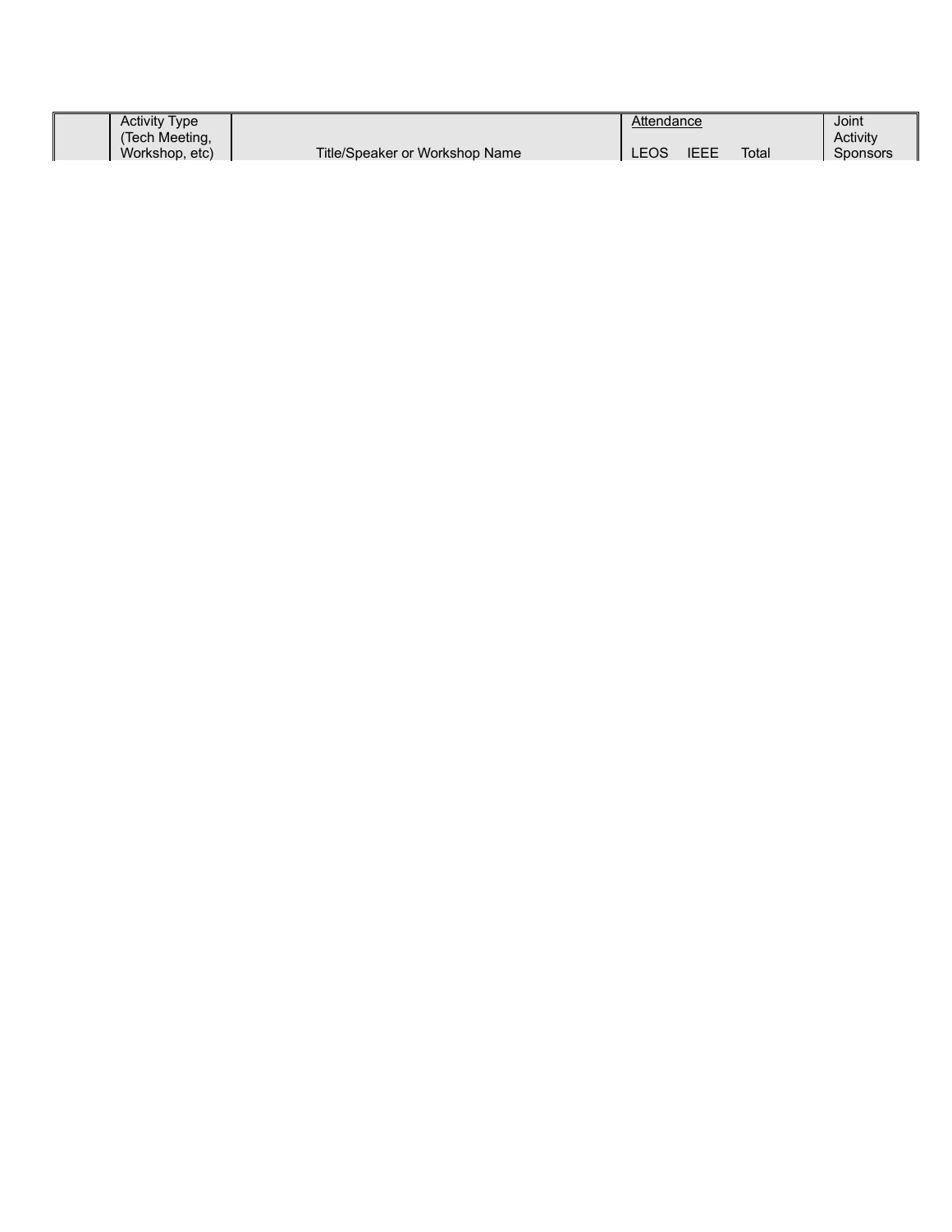| | Activity Type (Tech Meeting, Workshop, etc) | Title/Speaker or Workshop Name | Attendance | | | Joint Activity Sponsors |
|---|---|---|---|---|---|---|
| | | | LEOS | IEEE | Total | |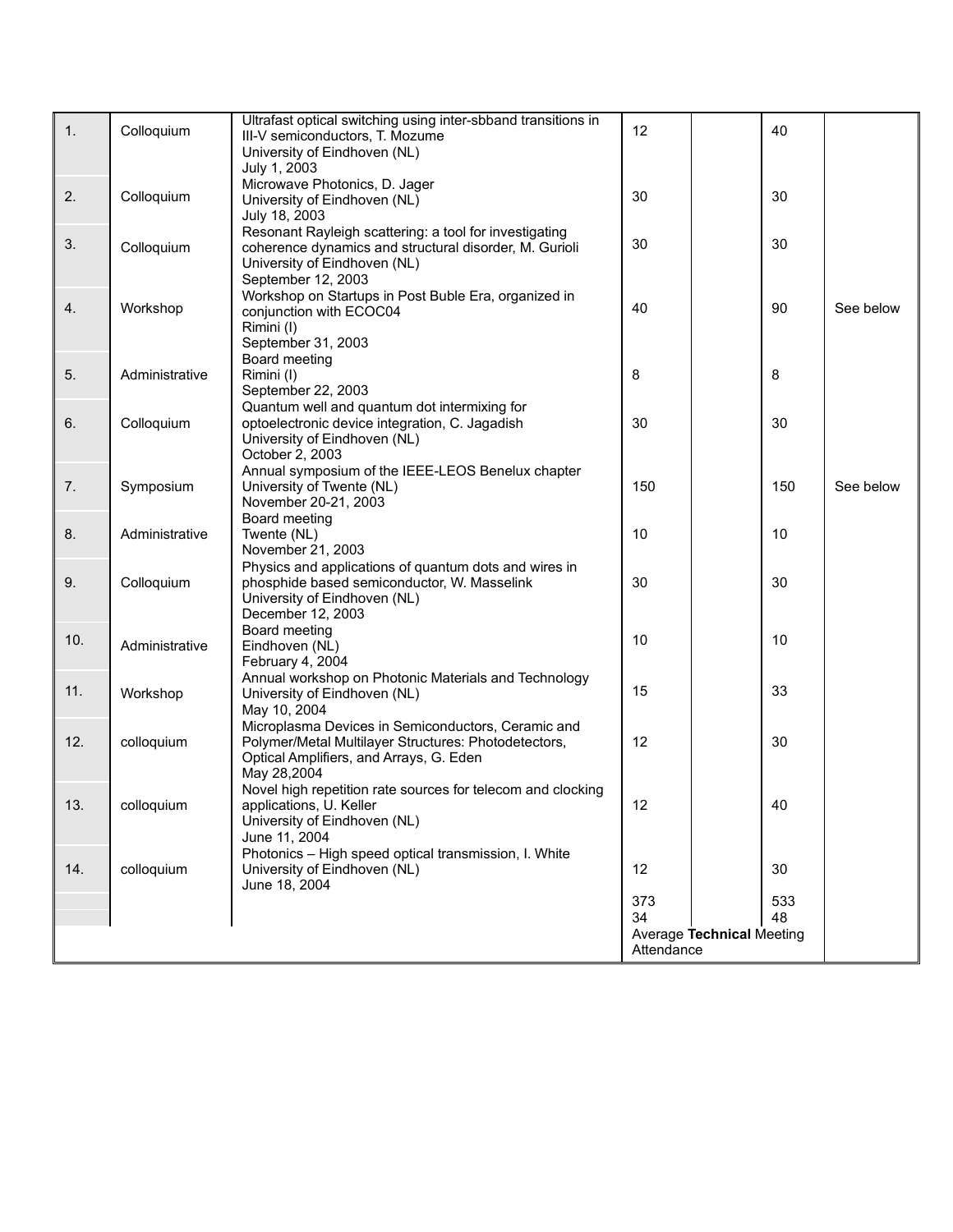| | | | | | | |
|---|---|---|---|---|---|---|
| 1. | Colloquium | Ultrafast optical switching using inter-sbband transitions in III-V semiconductors, T. Mozume<br>University of Eindhoven (NL)<br>July 1, 2003 | 12 | | 40 | |
| 2. | Colloquium | Microwave Photonics, D. Jager<br>University of Eindhoven (NL)<br>July 18, 2003 | 30 | | 30 | |
| 3. | Colloquium | Resonant Rayleigh scattering: a tool for investigating coherence dynamics and structural disorder, M. Gurioli<br>University of Eindhoven (NL)<br>September 12, 2003 | 30 | | 30 | |
| 4. | Workshop | Workshop on Startups in Post Buble Era, organized in conjunction with ECOC04<br>Rimini (I)<br>September 31, 2003 | 40 | | 90 | See below |
| 5. | Administrative | Board meeting<br>Rimini (I)<br>September 22, 2003 | 8 | | 8 | |
| 6. | Colloquium | Quantum well and quantum dot intermixing for optoelectronic device integration, C. Jagadish<br>University of Eindhoven (NL)<br>October 2, 2003 | 30 | | 30 | |
| 7. | Symposium | Annual symposium of the IEEE-LEOS Benelux chapter<br>University of Twente (NL)<br>November 20-21, 2003 | 150 | | 150 | See below |
| 8. | Administrative | Board meeting<br>Twente (NL)<br>November 21, 2003 | 10 | | 10 | |
| 9. | Colloquium | Physics and applications of quantum dots and wires in phosphide based semiconductor, W. Masselink<br>University of Eindhoven (NL)<br>December 12, 2003 | 30 | | 30 | |
| 10. | Administrative | Board meeting<br>Eindhoven (NL)<br>February 4, 2004 | 10 | | 10 | |
| 11. | Workshop | Annual workshop on Photonic Materials and Technology<br>University of Eindhoven (NL)<br>May 10, 2004 | 15 | | 33 | |
| 12. | colloquium | Microplasma Devices in Semiconductors, Ceramic and Polymer/Metal Multilayer Structures: Photodetectors, Optical Amplifiers, and Arrays, G. Eden<br>May 28,2004 | 12 | | 30 | |
| 13. | colloquium | Novel high repetition rate sources for telecom and clocking applications, U. Keller<br>University of Eindhoven (NL)<br>June 11, 2004 | 12 | | 40 | |
| 14. | colloquium | Photonics – High speed optical transmission, I. White<br>University of Eindhoven (NL)<br>June 18, 2004 | 12 | | 30 | |
| | | | 373 | | 533 | |
| | | | 34 | | 48 | |
| | | | Average **Technical** Meeting Attendance | | | |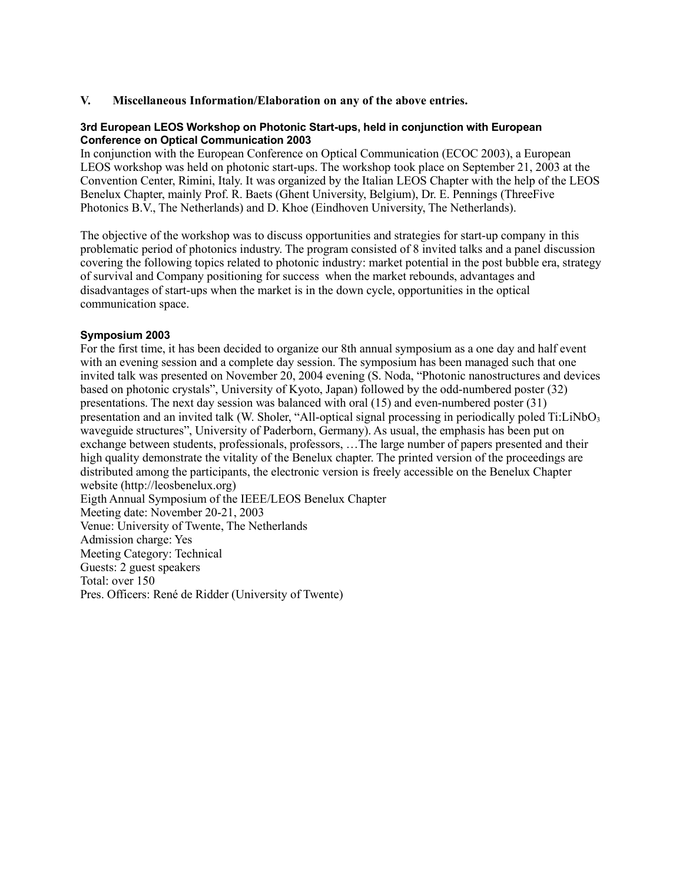## V. Miscellaneous Information/Elaboration on any of the above entries.

### 3rd European LEOS Workshop on Photonic Start-ups, held in conjunction with European Conference on Optical Communication 2003

In conjunction with the European Conference on Optical Communication (ECOC 2003), a European LEOS workshop was held on photonic start-ups. The workshop took place on September 21, 2003 at the Convention Center, Rimini, Italy. It was organized by the Italian LEOS Chapter with the help of the LEOS Benelux Chapter, mainly Prof. R. Baets (Ghent University, Belgium), Dr. E. Pennings (ThreeFive Photonics B.V., The Netherlands) and D. Khoe (Eindhoven University, The Netherlands).

The objective of the workshop was to discuss opportunities and strategies for start-up company in this problematic period of photonics industry. The program consisted of 8 invited talks and a panel discussion covering the following topics related to photonic industry: market potential in the post bubble era, strategy of survival and Company positioning for success when the market rebounds, advantages and disadvantages of start-ups when the market is in the down cycle, opportunities in the optical communication space.

### Symposium 2003

For the first time, it has been decided to organize our 8th annual symposium as a one day and half event with an evening session and a complete day session. The symposium has been managed such that one invited talk was presented on November 20, 2004 evening (S. Noda, "Photonic nanostructures and devices based on photonic crystals", University of Kyoto, Japan) followed by the odd-numbered poster (32) presentations. The next day session was balanced with oral (15) and even-numbered poster (31) presentation and an invited talk (W. Sholer, "All-optical signal processing in periodically poled Ti:$LiNbO_3$ waveguide structures", University of Paderborn, Germany). As usual, the emphasis has been put on exchange between students, professionals, professors, …The large number of papers presented and their high quality demonstrate the vitality of the Benelux chapter. The printed version of the proceedings are distributed among the participants, the electronic version is freely accessible on the Benelux Chapter website (http://leosbenelux.org)

Eigth Annual Symposium of the IEEE/LEOS Benelux Chapter
Meeting date: November 20-21, 2003
Venue: University of Twente, The Netherlands
Admission charge: Yes
Meeting Category: Technical
Guests: 2 guest speakers
Total: over 150
Pres. Officers: René de Ridder (University of Twente)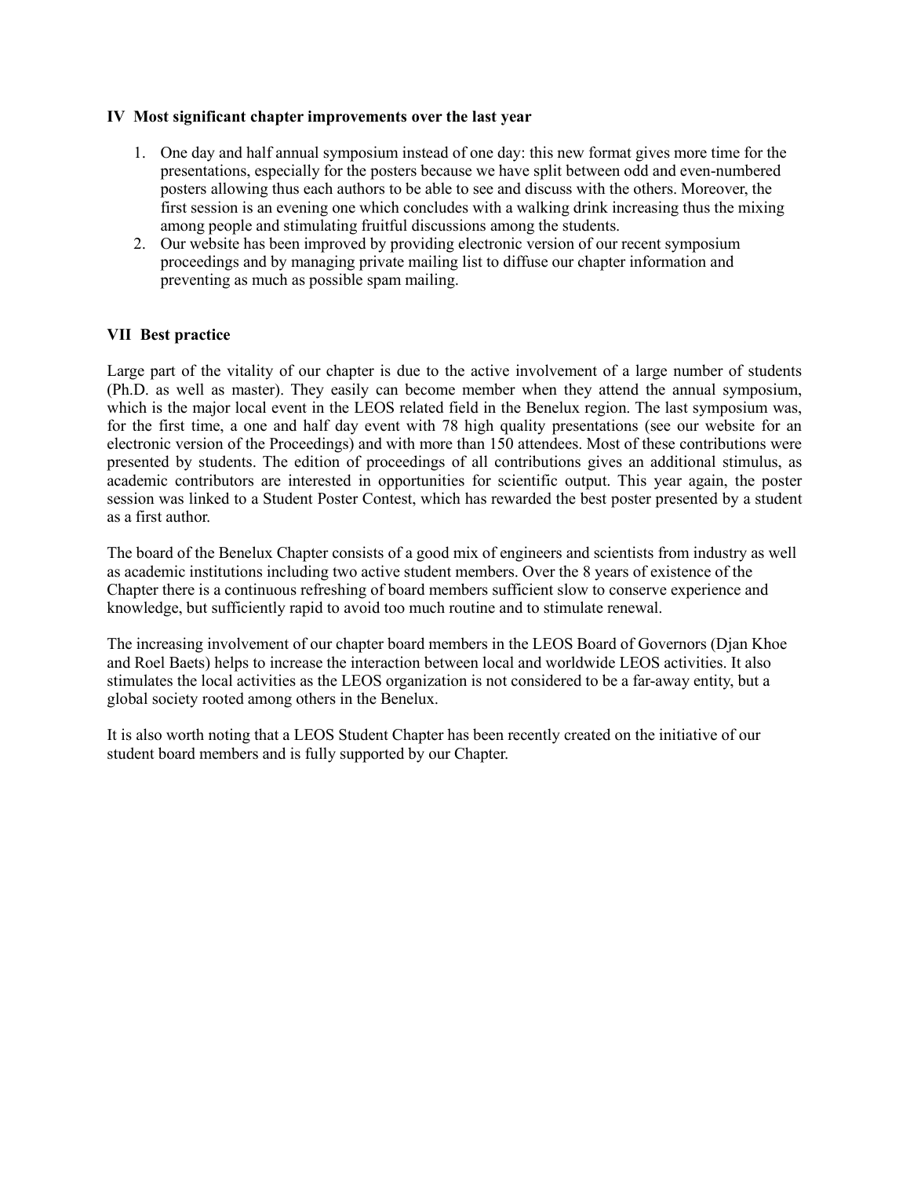**IV Most significant chapter improvements over the last year**

1. One day and half annual symposium instead of one day: this new format gives more time for the presentations, especially for the posters because we have split between odd and even-numbered posters allowing thus each authors to be able to see and discuss with the others. Moreover, the first session is an evening one which concludes with a walking drink increasing thus the mixing among people and stimulating fruitful discussions among the students.
2. Our website has been improved by providing electronic version of our recent symposium proceedings and by managing private mailing list to diffuse our chapter information and preventing as much as possible spam mailing.

**VII Best practice**

Large part of the vitality of our chapter is due to the active involvement of a large number of students (Ph.D. as well as master). They easily can become member when they attend the annual symposium, which is the major local event in the LEOS related field in the Benelux region. The last symposium was, for the first time, a one and half day event with 78 high quality presentations (see our website for an electronic version of the Proceedings) and with more than 150 attendees. Most of these contributions were presented by students. The edition of proceedings of all contributions gives an additional stimulus, as academic contributors are interested in opportunities for scientific output. This year again, the poster session was linked to a Student Poster Contest, which has rewarded the best poster presented by a student as a first author.

The board of the Benelux Chapter consists of a good mix of engineers and scientists from industry as well as academic institutions including two active student members. Over the 8 years of existence of the Chapter there is a continuous refreshing of board members sufficient slow to conserve experience and knowledge, but sufficiently rapid to avoid too much routine and to stimulate renewal.

The increasing involvement of our chapter board members in the LEOS Board of Governors (Djan Khoe and Roel Baets) helps to increase the interaction between local and worldwide LEOS activities. It also stimulates the local activities as the LEOS organization is not considered to be a far-away entity, but a global society rooted among others in the Benelux.

It is also worth noting that a LEOS Student Chapter has been recently created on the initiative of our student board members and is fully supported by our Chapter.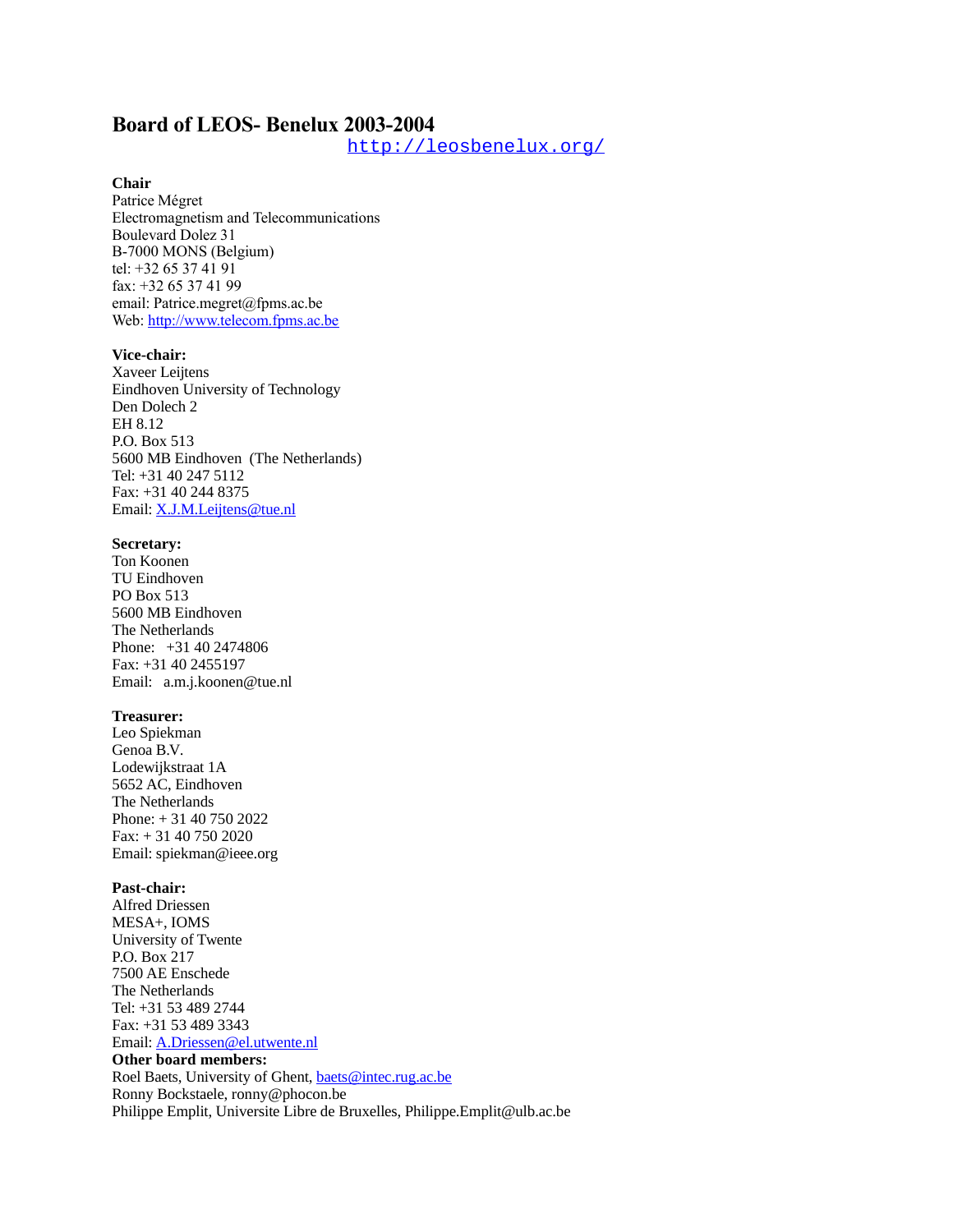# Board of LEOS- Benelux 2003-2004

http://leosbenelux.org/

**Chair**
Patrice Mégret
Electromagnetism and Telecommunications
Boulevard Dolez 31
B-7000 MONS (Belgium)
tel: +32 65 37 41 91
fax: +32 65 37 41 99
email: Patrice.megret@fpms.ac.be
Web: http://www.telecom.fpms.ac.be

**Vice-chair:**
Xaveer Leijtens
Eindhoven University of Technology
Den Dolech 2
EH 8.12
P.O. Box 513
5600 MB Eindhoven (The Netherlands)
Tel: +31 40 247 5112
Fax: +31 40 244 8375
Email: X.J.M.Leijtens@tue.nl

**Secretary:**
Ton Koonen
TU Eindhoven
PO Box 513
5600 MB Eindhoven
The Netherlands
Phone: +31 40 2474806
Fax: +31 40 2455197
Email: a.m.j.koonen@tue.nl

**Treasurer:**
Leo Spiekman
Genoa B.V.
Lodewijkstraat 1A
5652 AC, Eindhoven
The Netherlands
Phone: + 31 40 750 2022
Fax: + 31 40 750 2020
Email: spiekman@ieee.org

**Past-chair:**
Alfred Driessen
MESA+, IOMS
University of Twente
P.O. Box 217
7500 AE Enschede
The Netherlands
Tel: +31 53 489 2744
Fax: +31 53 489 3343
Email: A.Driessen@el.utwente.nl

**Other board members:**
Roel Baets, University of Ghent, baets@intec.rug.ac.be
Ronny Bockstaele, ronny@phocon.be
Philippe Emplit, Universite Libre de Bruxelles, Philippe.Emplit@ulb.ac.be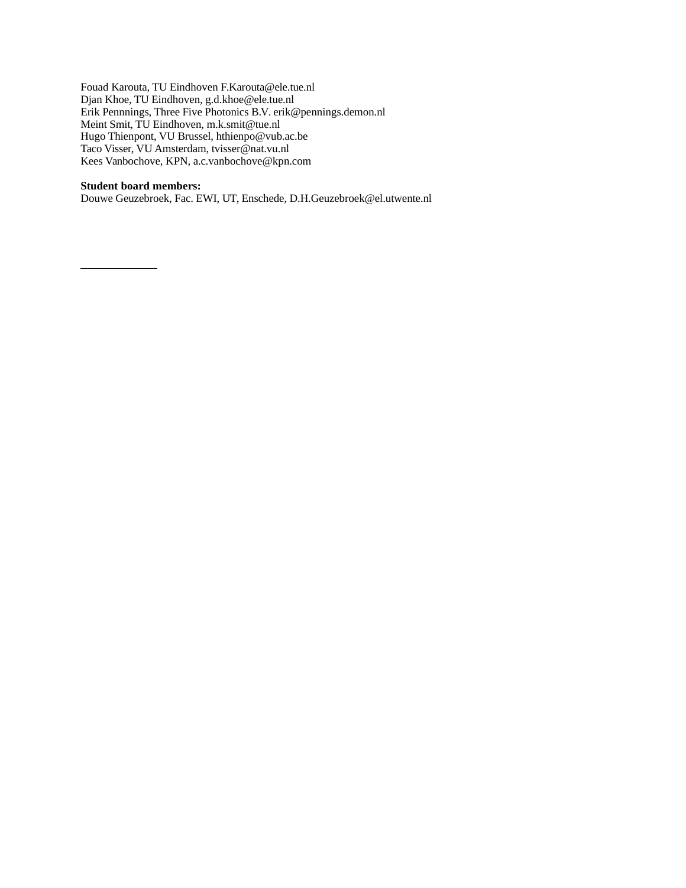Fouad Karouta, TU Eindhoven F.Karouta@ele.tue.nl
Djan Khoe, TU Eindhoven, g.d.khoe@ele.tue.nl
Erik Pennnings, Three Five Photonics B.V. erik@pennings.demon.nl
Meint Smit, TU Eindhoven, m.k.smit@tue.nl
Hugo Thienpont, VU Brussel, hthienpo@vub.ac.be
Taco Visser, VU Amsterdam, tvisser@nat.vu.nl
Kees Vanbochove, KPN, a.c.vanbochove@kpn.com

**Student board members:**
Douwe Geuzebroek, Fac. EWI, UT, Enschede, D.H.Geuzebroek@el.utwente.nl